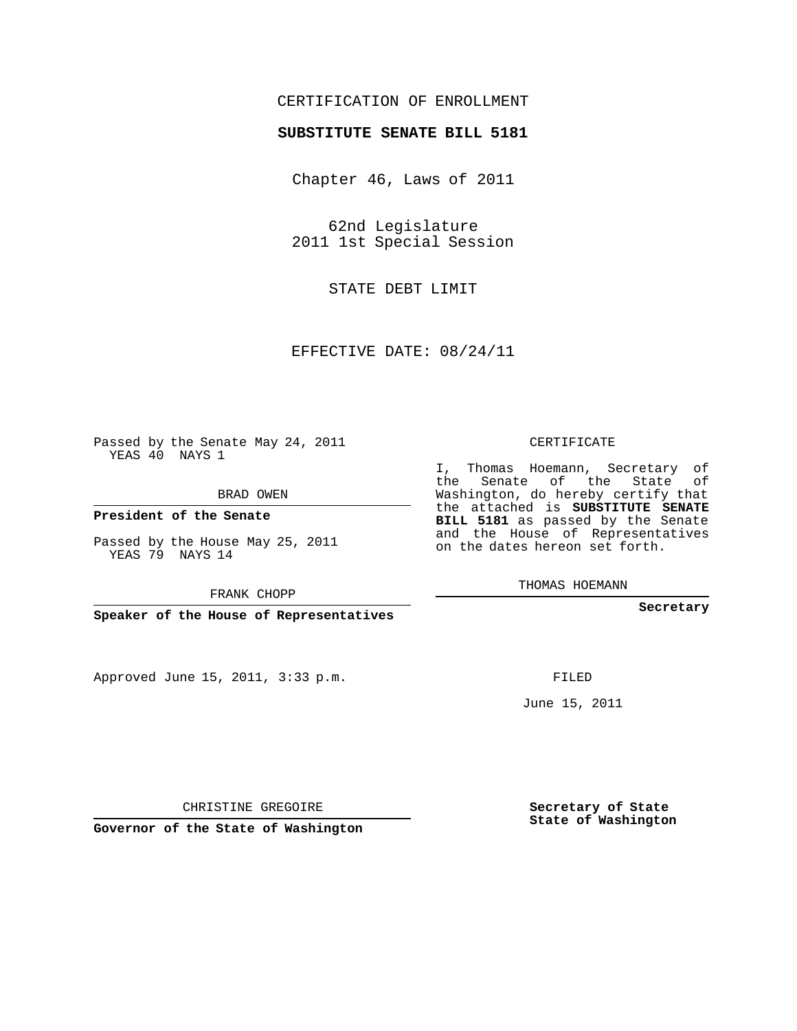CERTIFICATION OF ENROLLMENT

**SUBSTITUTE SENATE BILL 5181**

Chapter 46, Laws of 2011

62nd Legislature
2011 1st Special Session

STATE DEBT LIMIT

EFFECTIVE DATE: 08/24/11

Passed by the Senate May 24, 2011
YEAS 40 NAYS 1

BRAD OWEN

**President of the Senate**

Passed by the House May 25, 2011
YEAS 79 NAYS 14

FRANK CHOPP

**Speaker of the House of Representatives**

CERTIFICATE

I, Thomas Hoemann, Secretary of the Senate of the State of Washington, do hereby certify that the attached is **SUBSTITUTE SENATE BILL 5181** as passed by the Senate and the House of Representatives on the dates hereon set forth.

THOMAS HOEMANN

**Secretary**

Approved June 15, 2011, 3:33 p.m.

FILED

June 15, 2011

CHRISTINE GREGOIRE

**Governor of the State of Washington**

**Secretary of State**
**State of Washington**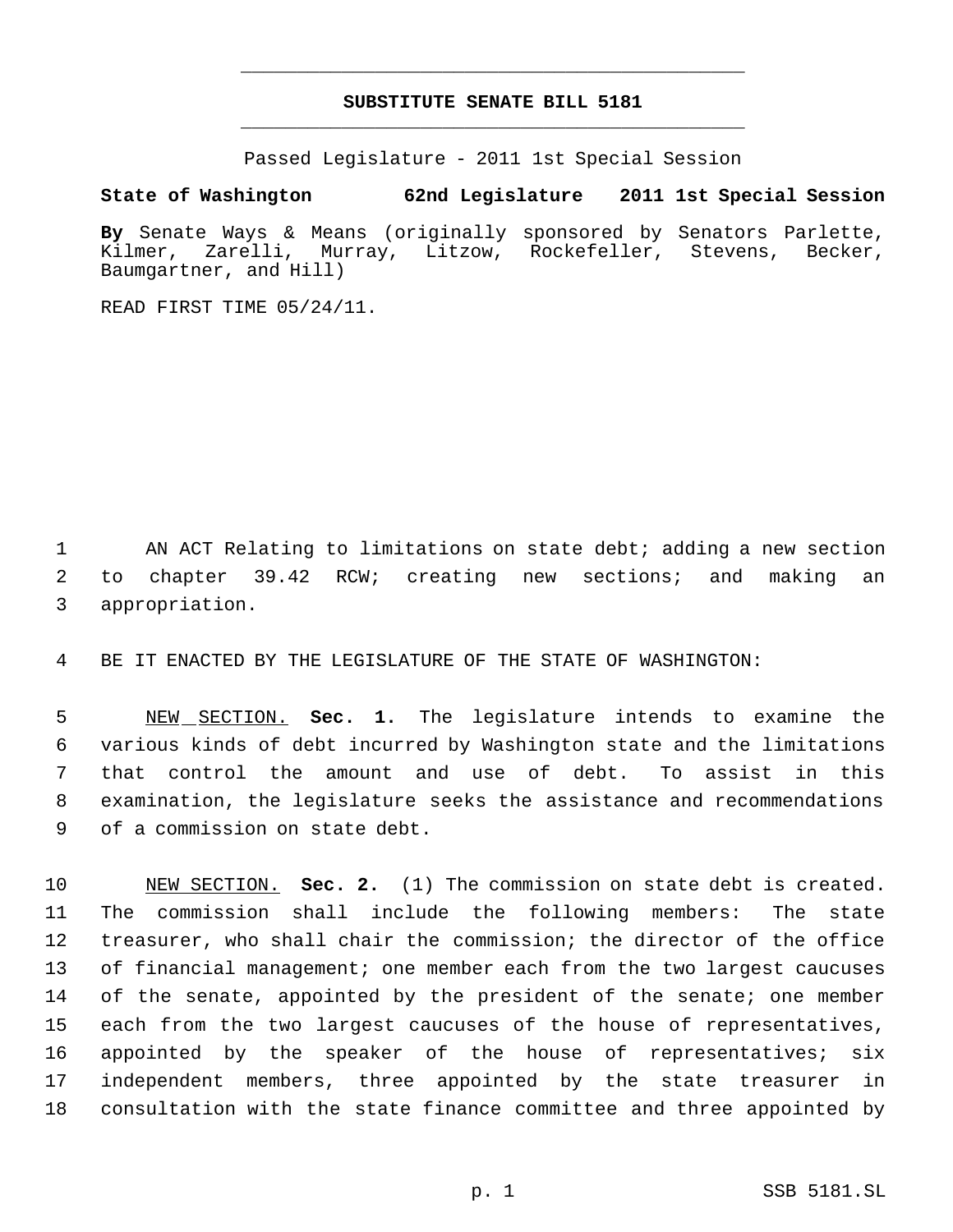# SUBSTITUTE SENATE BILL 5181

Passed Legislature - 2011 1st Special Session

**State of Washington 62nd Legislature 2011 1st Special Session**

**By** Senate Ways & Means (originally sponsored by Senators Parlette, Kilmer, Zarelli, Murray, Litzow, Rockefeller, Stevens, Becker, Baumgartner, and Hill)

READ FIRST TIME 05/24/11.

AN ACT Relating to limitations on state debt; adding a new section to chapter 39.42 RCW; creating new sections; and making an appropriation.

BE IT ENACTED BY THE LEGISLATURE OF THE STATE OF WASHINGTON:

NEW SECTION. **Sec. 1.** The legislature intends to examine the various kinds of debt incurred by Washington state and the limitations that control the amount and use of debt. To assist in this examination, the legislature seeks the assistance and recommendations of a commission on state debt.

NEW SECTION. **Sec. 2.** (1) The commission on state debt is created. The commission shall include the following members: The state treasurer, who shall chair the commission; the director of the office of financial management; one member each from the two largest caucuses of the senate, appointed by the president of the senate; one member each from the two largest caucuses of the house of representatives, appointed by the speaker of the house of representatives; six independent members, three appointed by the state treasurer in consultation with the state finance committee and three appointed by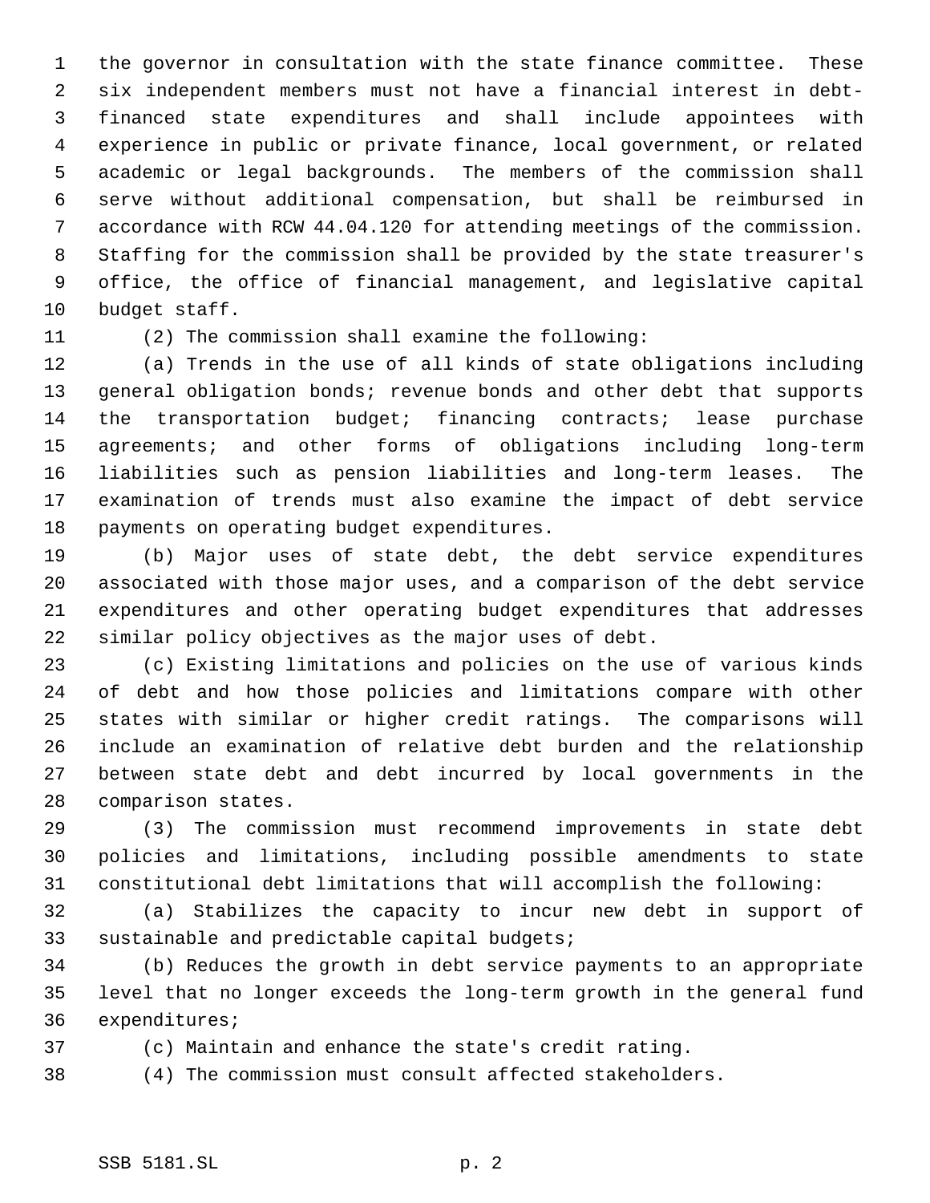the governor in consultation with the state finance committee. These six independent members must not have a financial interest in debt-financed state expenditures and shall include appointees with experience in public or private finance, local government, or related academic or legal backgrounds. The members of the commission shall serve without additional compensation, but shall be reimbursed in accordance with RCW 44.04.120 for attending meetings of the commission. Staffing for the commission shall be provided by the state treasurer's office, the office of financial management, and legislative capital budget staff.

(2) The commission shall examine the following:

(a) Trends in the use of all kinds of state obligations including general obligation bonds; revenue bonds and other debt that supports the transportation budget; financing contracts; lease purchase agreements; and other forms of obligations including long-term liabilities such as pension liabilities and long-term leases. The examination of trends must also examine the impact of debt service payments on operating budget expenditures.

(b) Major uses of state debt, the debt service expenditures associated with those major uses, and a comparison of the debt service expenditures and other operating budget expenditures that addresses similar policy objectives as the major uses of debt.

(c) Existing limitations and policies on the use of various kinds of debt and how those policies and limitations compare with other states with similar or higher credit ratings. The comparisons will include an examination of relative debt burden and the relationship between state debt and debt incurred by local governments in the comparison states.

(3) The commission must recommend improvements in state debt policies and limitations, including possible amendments to state constitutional debt limitations that will accomplish the following:

(a) Stabilizes the capacity to incur new debt in support of sustainable and predictable capital budgets;

(b) Reduces the growth in debt service payments to an appropriate level that no longer exceeds the long-term growth in the general fund expenditures;

(c) Maintain and enhance the state's credit rating.

(4) The commission must consult affected stakeholders.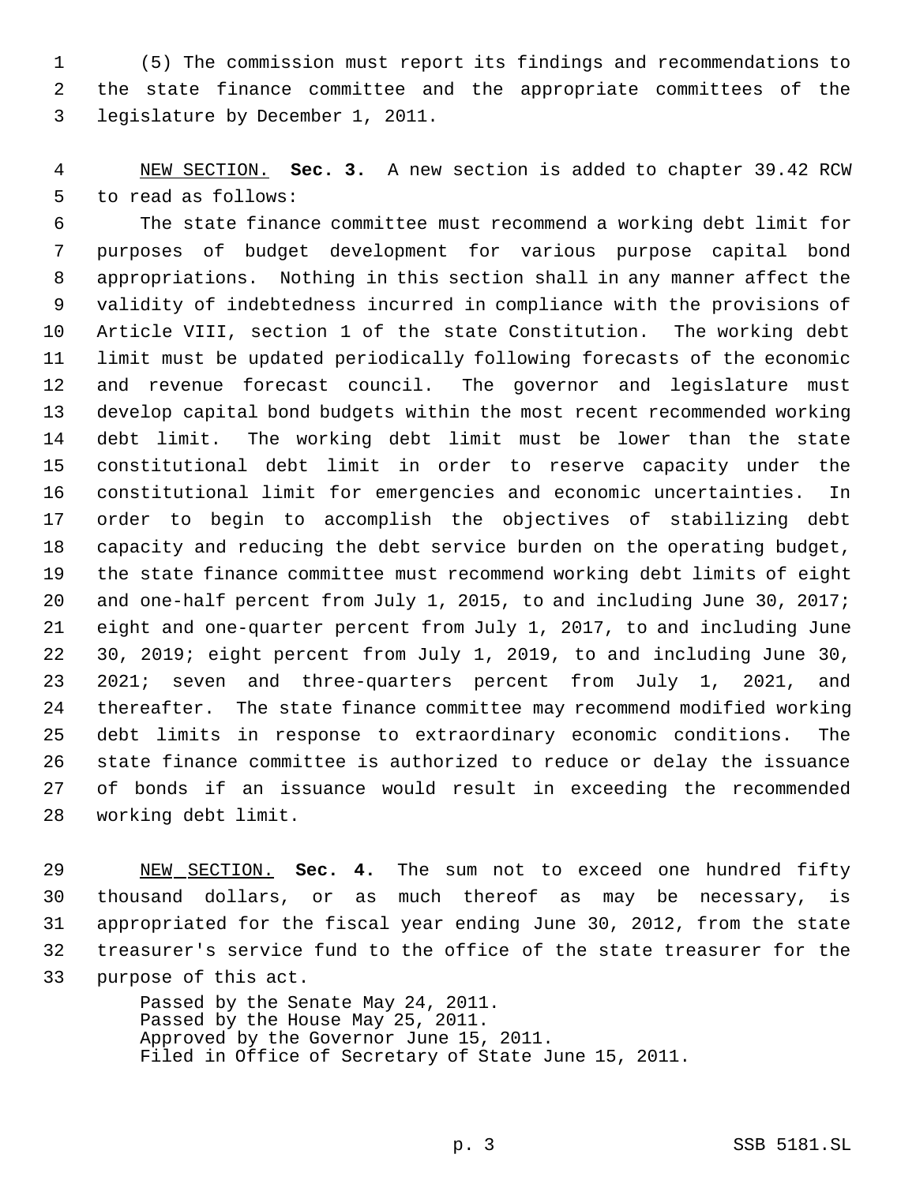(5) The commission must report its findings and recommendations to the state finance committee and the appropriate committees of the legislature by December 1, 2011.

NEW SECTION. **Sec. 3.** A new section is added to chapter 39.42 RCW to read as follows:

The state finance committee must recommend a working debt limit for purposes of budget development for various purpose capital bond appropriations. Nothing in this section shall in any manner affect the validity of indebtedness incurred in compliance with the provisions of Article VIII, section 1 of the state Constitution. The working debt limit must be updated periodically following forecasts of the economic and revenue forecast council. The governor and legislature must develop capital bond budgets within the most recent recommended working debt limit. The working debt limit must be lower than the state constitutional debt limit in order to reserve capacity under the constitutional limit for emergencies and economic uncertainties. In order to begin to accomplish the objectives of stabilizing debt capacity and reducing the debt service burden on the operating budget, the state finance committee must recommend working debt limits of eight and one-half percent from July 1, 2015, to and including June 30, 2017; eight and one-quarter percent from July 1, 2017, to and including June 30, 2019; eight percent from July 1, 2019, to and including June 30, 2021; seven and three-quarters percent from July 1, 2021, and thereafter. The state finance committee may recommend modified working debt limits in response to extraordinary economic conditions. The state finance committee is authorized to reduce or delay the issuance of bonds if an issuance would result in exceeding the recommended working debt limit.

NEW SECTION. **Sec. 4.** The sum not to exceed one hundred fifty thousand dollars, or as much thereof as may be necessary, is appropriated for the fiscal year ending June 30, 2012, from the state treasurer's service fund to the office of the state treasurer for the purpose of this act.

Passed by the Senate May 24, 2011.
Passed by the House May 25, 2011.
Approved by the Governor June 15, 2011.
Filed in Office of Secretary of State June 15, 2011.